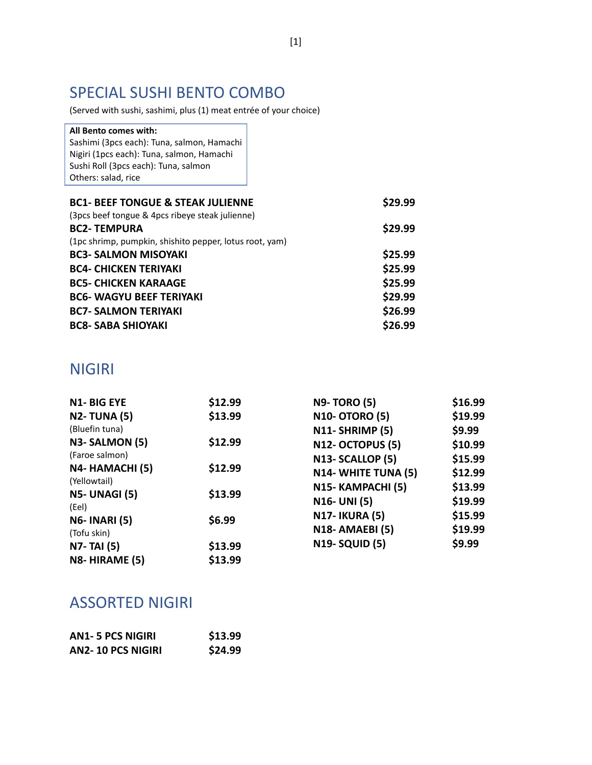## SPECIAL SUSHI BENTO COMBO

(Served with sushi, sashimi, plus (1) meat entrée of your choice)

**All Bento comes with:**
Sashimi (3pcs each): Tuna, salmon, Hamachi
Nigiri (1pcs each): Tuna, salmon, Hamachi
Sushi Roll (3pcs each): Tuna, salmon
Others: salad, rice

| Item | Price |
|---|---|
| **BC1- BEEF TONGUE & STEAK JULIENNE**<br>(3pcs beef tongue & 4pcs ribeye steak julienne) | **$29.99** |
| **BC2- TEMPURA**<br>(1pc shrimp, pumpkin, shishito pepper, lotus root, yam) | **$29.99** |
| **BC3- SALMON MISOYAKI** | **$25.99** |
| **BC4- CHICKEN TERIYAKI** | **$25.99** |
| **BC5- CHICKEN KARAAGE** | **$25.99** |
| **BC6- WAGYU BEEF TERIYAKI** | **$29.99** |
| **BC7- SALMON TERIYAKI** | **$26.99** |
| **BC8- SABA SHIOYAKI** | **$26.99** |

## NIGIRI

| Item | Price |
|---|---|
| **N1- BIG EYE** | **$12.99** |
| **N2- TUNA (5)**<br>(Bluefin tuna) | **$13.99** |
| **N3- SALMON (5)**<br>(Faroe salmon) | **$12.99** |
| **N4- HAMACHI (5)**<br>(Yellowtail) | **$12.99** |
| **N5- UNAGI (5)**<br>(Eel) | **$13.99** |
| **N6- INARI (5)**<br>(Tofu skin) | **$6.99** |
| **N7- TAI (5)** | **$13.99** |
| **N8- HIRAME (5)** | **$13.99** |
| **N9- TORO (5)** | **$16.99** |
| **N10- OTORO (5)** | **$19.99** |
| **N11- SHRIMP (5)** | **$9.99** |
| **N12- OCTOPUS (5)** | **$10.99** |
| **N13- SCALLOP (5)** | **$15.99** |
| **N14- WHITE TUNA (5)** | **$12.99** |
| **N15- KAMPACHI (5)** | **$13.99** |
| **N16- UNI (5)** | **$19.99** |
| **N17- IKURA (5)** | **$15.99** |
| **N18- AMAEBI (5)** | **$19.99** |
| **N19- SQUID (5)** | **$9.99** |

## ASSORTED NIGIRI

| Item | Price |
|---|---|
| **AN1- 5 PCS NIGIRI** | **$13.99** |
| **AN2- 10 PCS NIGIRI** | **$24.99** |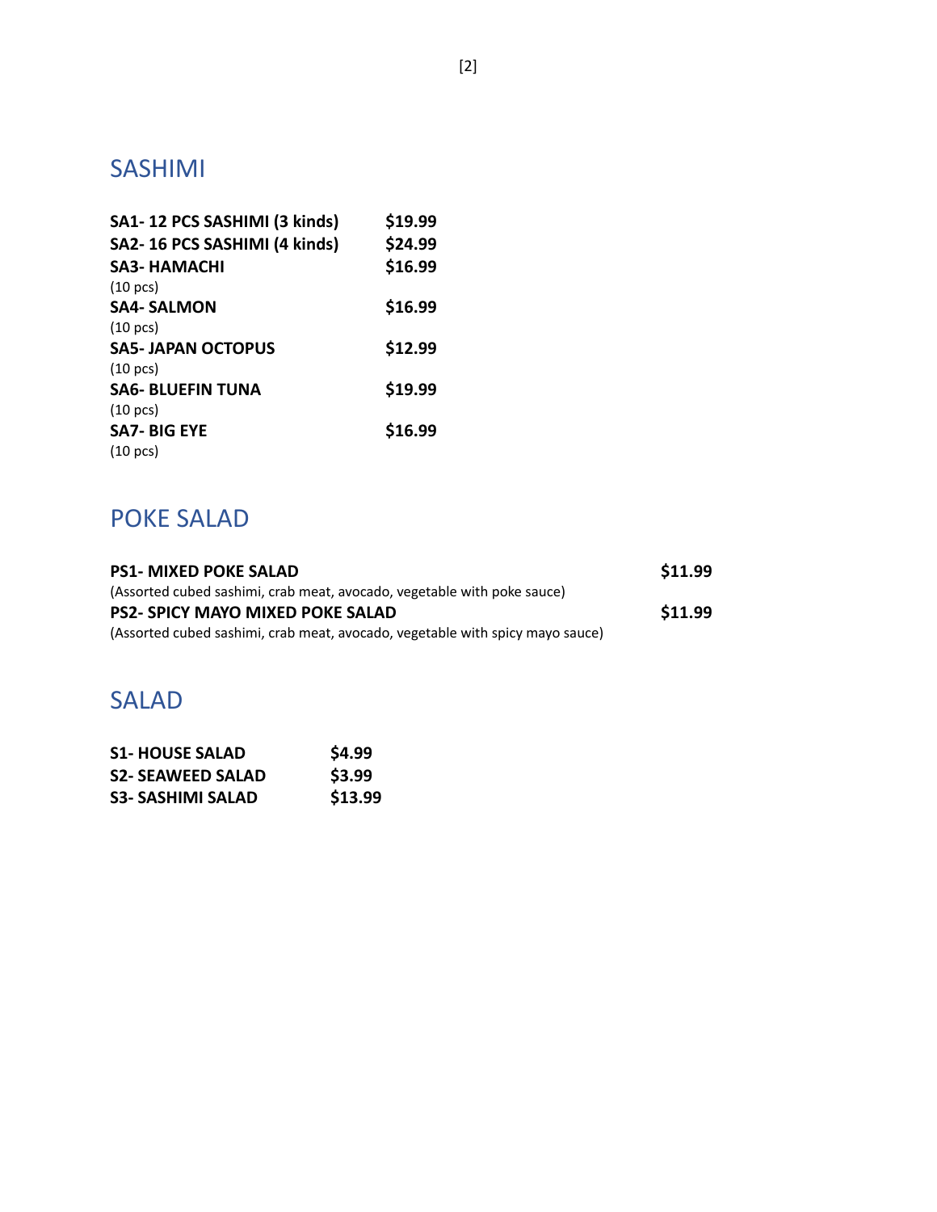## SASHIMI

**SA1- 12 PCS SASHIMI (3 kinds)** **$19.99**
**SA2- 16 PCS SASHIMI (4 kinds)** **$24.99**
**SA3- HAMACHI** **$16.99**
(10 pcs)
**SA4- SALMON** **$16.99**
(10 pcs)
**SA5- JAPAN OCTOPUS** **$12.99**
(10 pcs)
**SA6- BLUEFIN TUNA** **$19.99**
(10 pcs)
**SA7- BIG EYE** **$16.99**
(10 pcs)

## POKE SALAD

**PS1- MIXED POKE SALAD** **$11.99**
(Assorted cubed sashimi, crab meat, avocado, vegetable with poke sauce)
**PS2- SPICY MAYO MIXED POKE SALAD** **$11.99**
(Assorted cubed sashimi, crab meat, avocado, vegetable with spicy mayo sauce)

## SALAD

**S1- HOUSE SALAD** **$4.99**
**S2- SEAWEED SALAD** **$3.99**
**S3- SASHIMI SALAD** **$13.99**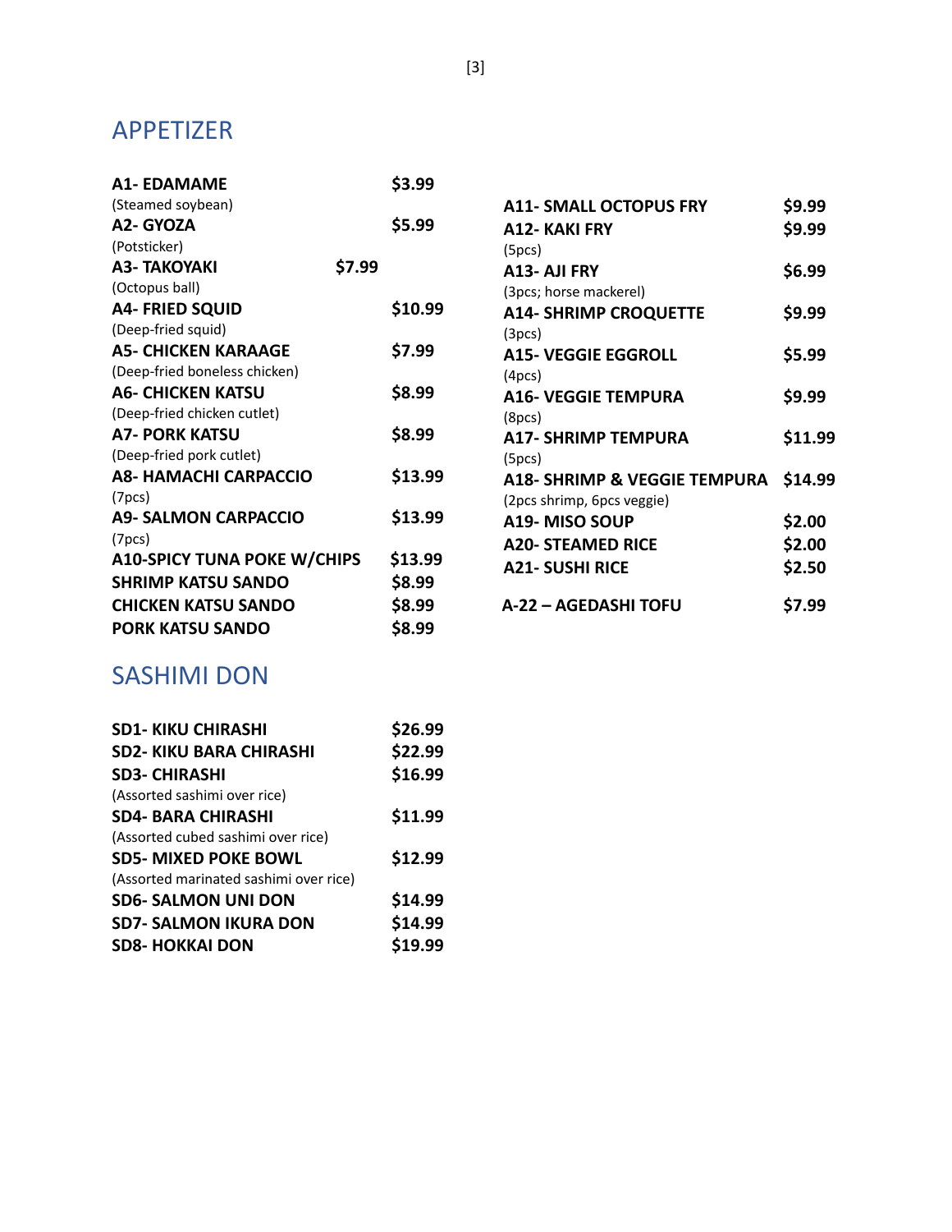## APPETIZER

**A1- EDAMAME** **$3.99**
(Steamed soybean)

**A2- GYOZA** **$5.99**
(Potsticker)

**A3- TAKOYAKI** **$7.99**
(Octopus ball)

**A4- FRIED SQUID** **$10.99**
(Deep-fried squid)

**A5- CHICKEN KARAAGE** **$7.99**
(Deep-fried boneless chicken)

**A6- CHICKEN KATSU** **$8.99**
(Deep-fried chicken cutlet)

**A7- PORK KATSU** **$8.99**
(Deep-fried pork cutlet)

**A8- HAMACHI CARPACCIO** **$13.99**
(7pcs)

**A9- SALMON CARPACCIO** **$13.99**
(7pcs)

**A10-SPICY TUNA POKE W/CHIPS** **$13.99**

**SHRIMP KATSU SANDO** **$8.99**

**CHICKEN KATSU SANDO** **$8.99**

**PORK KATSU SANDO** **$8.99**

**A11- SMALL OCTOPUS FRY** **$9.99**

**A12- KAKI FRY** **$9.99**
(5pcs)

**A13- AJI FRY** **$6.99**
(3pcs; horse mackerel)

**A14- SHRIMP CROQUETTE** **$9.99**
(3pcs)

**A15- VEGGIE EGGROLL** **$5.99**
(4pcs)

**A16- VEGGIE TEMPURA** **$9.99**
(8pcs)

**A17- SHRIMP TEMPURA** **$11.99**
(5pcs)

**A18- SHRIMP & VEGGIE TEMPURA** **$14.99**
(2pcs shrimp, 6pcs veggie)

**A19- MISO SOUP** **$2.00**

**A20- STEAMED RICE** **$2.00**

**A21- SUSHI RICE** **$2.50**

**A-22 – AGEDASHI TOFU** **$7.99**

## SASHIMI DON

**SD1- KIKU CHIRASHI** **$26.99**

**SD2- KIKU BARA CHIRASHI** **$22.99**

**SD3- CHIRASHI** **$16.99**
(Assorted sashimi over rice)

**SD4- BARA CHIRASHI** **$11.99**
(Assorted cubed sashimi over rice)

**SD5- MIXED POKE BOWL** **$12.99**
(Assorted marinated sashimi over rice)

**SD6- SALMON UNI DON** **$14.99**

**SD7- SALMON IKURA DON** **$14.99**

**SD8- HOKKAI DON** **$19.99**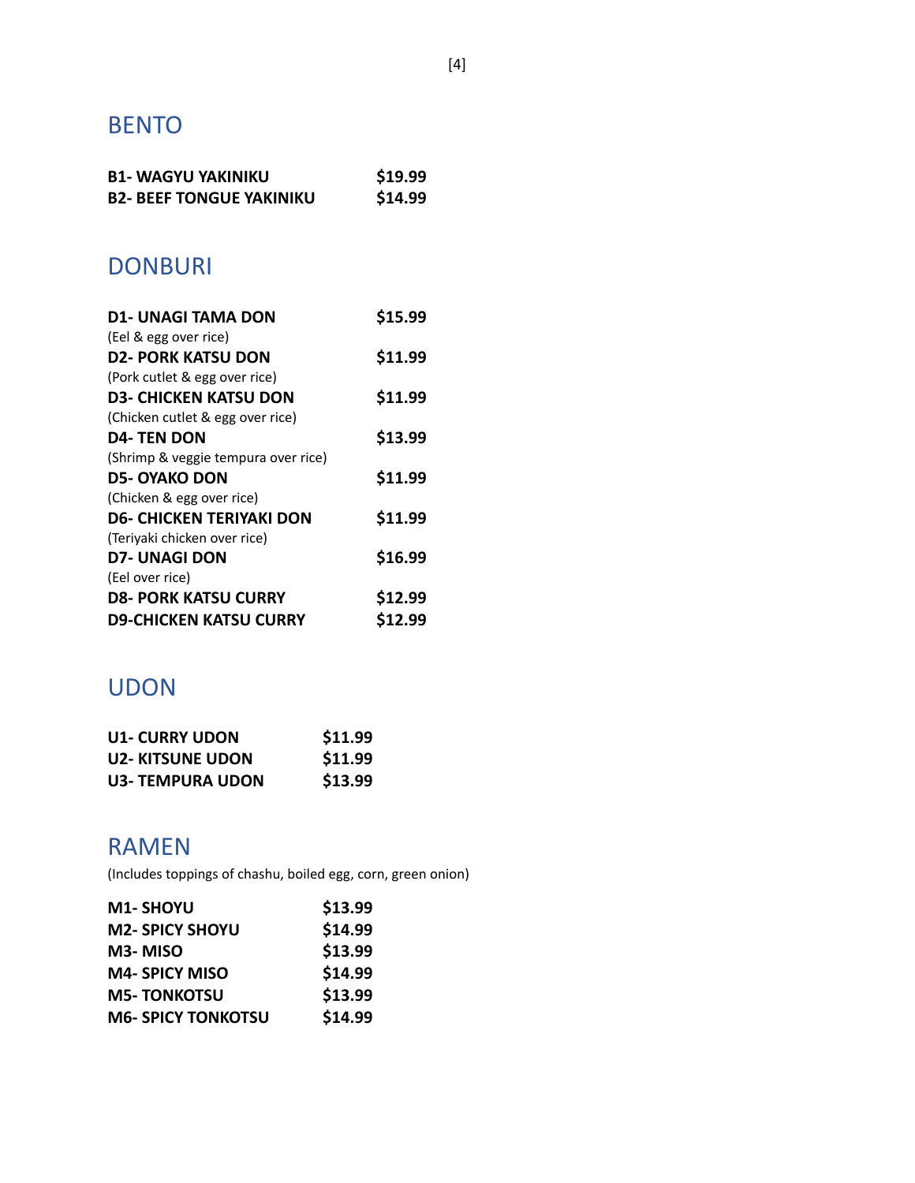## BENTO

**B1- WAGYU YAKINIKU** **$19.99**
**B2- BEEF TONGUE YAKINIKU** **$14.99**

## DONBURI

**D1- UNAGI TAMA DON** **$15.99**
(Eel & egg over rice)
**D2- PORK KATSU DON** **$11.99**
(Pork cutlet & egg over rice)
**D3- CHICKEN KATSU DON** **$11.99**
(Chicken cutlet & egg over rice)
**D4- TEN DON** **$13.99**
(Shrimp & veggie tempura over rice)
**D5- OYAKO DON** **$11.99**
(Chicken & egg over rice)
**D6- CHICKEN TERIYAKI DON** **$11.99**
(Teriyaki chicken over rice)
**D7- UNAGI DON** **$16.99**
(Eel over rice)
**D8- PORK KATSU CURRY** **$12.99**
**D9-CHICKEN KATSU CURRY** **$12.99**

## UDON

**U1- CURRY UDON** **$11.99**
**U2- KITSUNE UDON** **$11.99**
**U3- TEMPURA UDON** **$13.99**

## RAMEN

(Includes toppings of chashu, boiled egg, corn, green onion)

**M1- SHOYU** **$13.99**
**M2- SPICY SHOYU** **$14.99**
**M3- MISO** **$13.99**
**M4- SPICY MISO** **$14.99**
**M5- TONKOTSU** **$13.99**
**M6- SPICY TONKOTSU** **$14.99**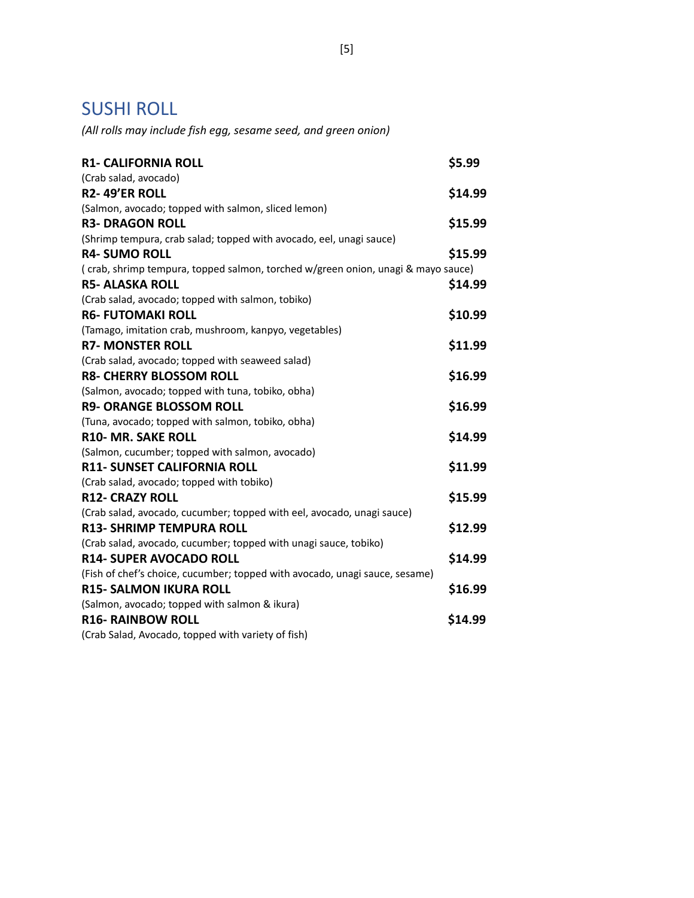## SUSHI ROLL

*(All rolls may include fish egg, sesame seed, and green onion)*

**R1- CALIFORNIA ROLL** **$5.99**
(Crab salad, avocado)

**R2- 49'ER ROLL** **$14.99**
(Salmon, avocado; topped with salmon, sliced lemon)

**R3- DRAGON ROLL** **$15.99**
(Shrimp tempura, crab salad; topped with avocado, eel, unagi sauce)

**R4- SUMO ROLL** **$15.99**
( crab, shrimp tempura, topped salmon, torched w/green onion, unagi & mayo sauce)

**R5- ALASKA ROLL** **$14.99**
(Crab salad, avocado; topped with salmon, tobiko)

**R6- FUTOMAKI ROLL** **$10.99**
(Tamago, imitation crab, mushroom, kanpyo, vegetables)

**R7- MONSTER ROLL** **$11.99**
(Crab salad, avocado; topped with seaweed salad)

**R8- CHERRY BLOSSOM ROLL** **$16.99**
(Salmon, avocado; topped with tuna, tobiko, obha)

**R9- ORANGE BLOSSOM ROLL** **$16.99**
(Tuna, avocado; topped with salmon, tobiko, obha)

**R10- MR. SAKE ROLL** **$14.99**
(Salmon, cucumber; topped with salmon, avocado)

**R11- SUNSET CALIFORNIA ROLL** **$11.99**
(Crab salad, avocado; topped with tobiko)

**R12- CRAZY ROLL** **$15.99**
(Crab salad, avocado, cucumber; topped with eel, avocado, unagi sauce)

**R13- SHRIMP TEMPURA ROLL** **$12.99**
(Crab salad, avocado, cucumber; topped with unagi sauce, tobiko)

**R14- SUPER AVOCADO ROLL** **$14.99**
(Fish of chef's choice, cucumber; topped with avocado, unagi sauce, sesame)

**R15- SALMON IKURA ROLL** **$16.99**
(Salmon, avocado; topped with salmon & ikura)

**R16- RAINBOW ROLL** **$14.99**
(Crab Salad, Avocado, topped with variety of fish)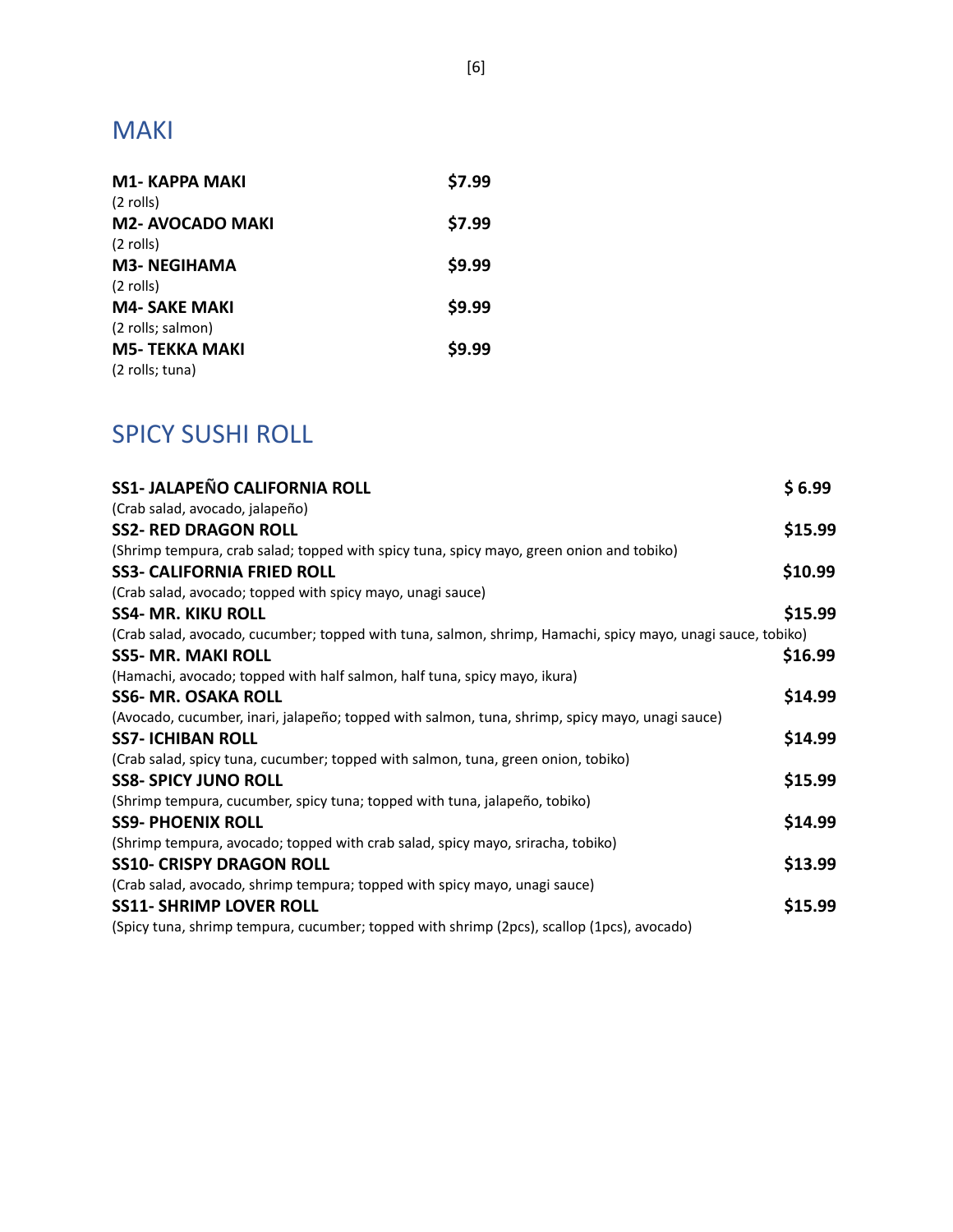## MAKI

**M1- KAPPA MAKI** **$7.99**
(2 rolls)

**M2- AVOCADO MAKI** **$7.99**
(2 rolls)

**M3- NEGIHAMA** **$9.99**
(2 rolls)

**M4- SAKE MAKI** **$9.99**
(2 rolls; salmon)

**M5- TEKKA MAKI** **$9.99**
(2 rolls; tuna)

## SPICY SUSHI ROLL

**SS1- JALAPEÑO CALIFORNIA ROLL** **$ 6.99**
(Crab salad, avocado, jalapeño)

**SS2- RED DRAGON ROLL** **$15.99**
(Shrimp tempura, crab salad; topped with spicy tuna, spicy mayo, green onion and tobiko)

**SS3- CALIFORNIA FRIED ROLL** **$10.99**
(Crab salad, avocado; topped with spicy mayo, unagi sauce)

**SS4- MR. KIKU ROLL** **$15.99**
(Crab salad, avocado, cucumber; topped with tuna, salmon, shrimp, Hamachi, spicy mayo, unagi sauce, tobiko)

**SS5- MR. MAKI ROLL** **$16.99**
(Hamachi, avocado; topped with half salmon, half tuna, spicy mayo, ikura)

**SS6- MR. OSAKA ROLL** **$14.99**
(Avocado, cucumber, inari, jalapeño; topped with salmon, tuna, shrimp, spicy mayo, unagi sauce)

**SS7- ICHIBAN ROLL** **$14.99**
(Crab salad, spicy tuna, cucumber; topped with salmon, tuna, green onion, tobiko)

**SS8- SPICY JUNO ROLL** **$15.99**
(Shrimp tempura, cucumber, spicy tuna; topped with tuna, jalapeño, tobiko)

**SS9- PHOENIX ROLL** **$14.99**
(Shrimp tempura, avocado; topped with crab salad, spicy mayo, sriracha, tobiko)

**SS10- CRISPY DRAGON ROLL** **$13.99**
(Crab salad, avocado, shrimp tempura; topped with spicy mayo, unagi sauce)

**SS11- SHRIMP LOVER ROLL** **$15.99**
(Spicy tuna, shrimp tempura, cucumber; topped with shrimp (2pcs), scallop (1pcs), avocado)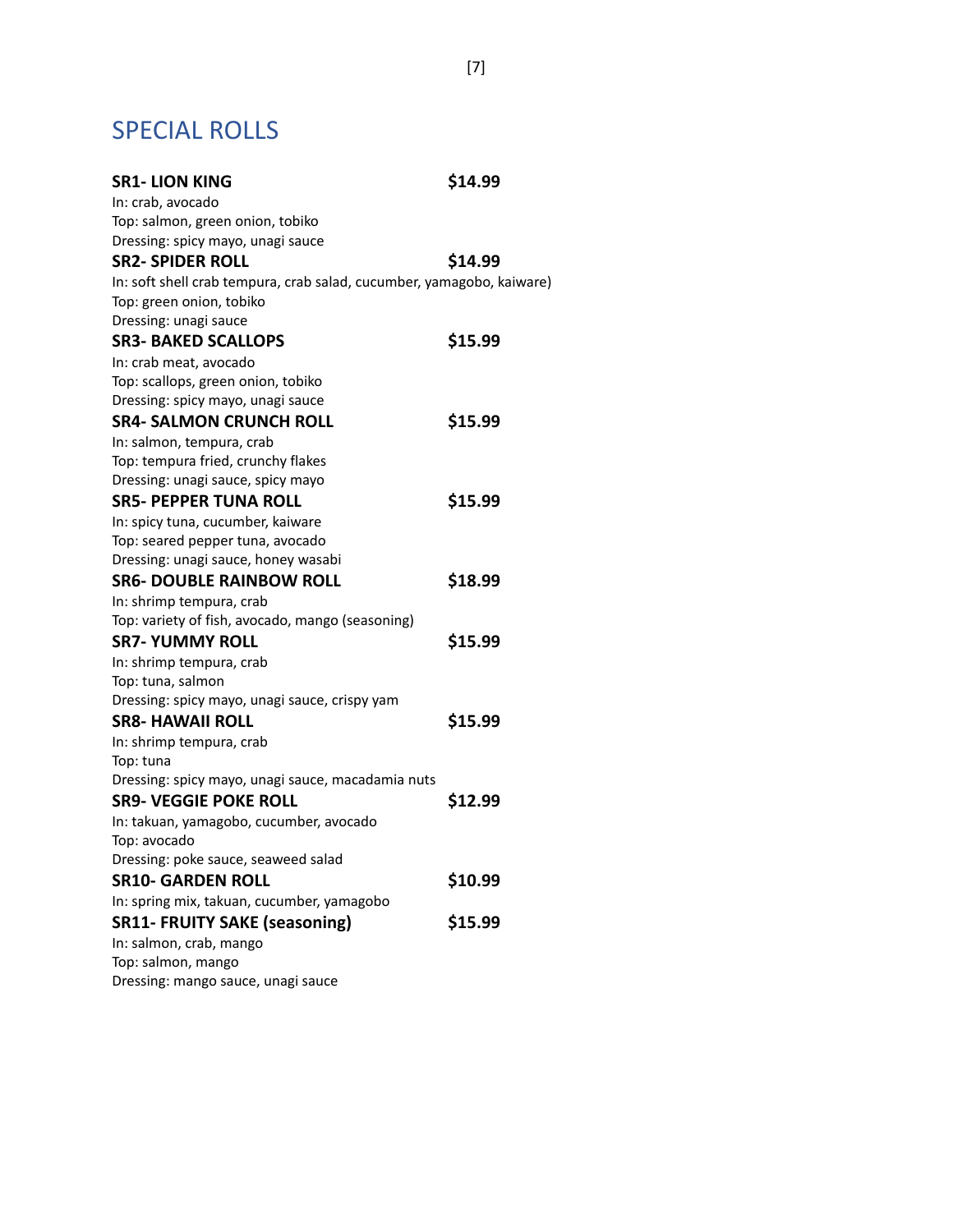## SPECIAL ROLLS

**SR1- LION KING** **$14.99**
In: crab, avocado
Top: salmon, green onion, tobiko
Dressing: spicy mayo, unagi sauce

**SR2- SPIDER ROLL** **$14.99**
In: soft shell crab tempura, crab salad, cucumber, yamagobo, kaiware)
Top: green onion, tobiko
Dressing: unagi sauce

**SR3- BAKED SCALLOPS** **$15.99**
In: crab meat, avocado
Top: scallops, green onion, tobiko
Dressing: spicy mayo, unagi sauce

**SR4- SALMON CRUNCH ROLL** **$15.99**
In: salmon, tempura, crab
Top: tempura fried, crunchy flakes
Dressing: unagi sauce, spicy mayo

**SR5- PEPPER TUNA ROLL** **$15.99**
In: spicy tuna, cucumber, kaiware
Top: seared pepper tuna, avocado
Dressing: unagi sauce, honey wasabi

**SR6- DOUBLE RAINBOW ROLL** **$18.99**
In: shrimp tempura, crab
Top: variety of fish, avocado, mango (seasoning)

**SR7- YUMMY ROLL** **$15.99**
In: shrimp tempura, crab
Top: tuna, salmon
Dressing: spicy mayo, unagi sauce, crispy yam

**SR8- HAWAII ROLL** **$15.99**
In: shrimp tempura, crab
Top: tuna
Dressing: spicy mayo, unagi sauce, macadamia nuts

**SR9- VEGGIE POKE ROLL** **$12.99**
In: takuan, yamagobo, cucumber, avocado
Top: avocado
Dressing: poke sauce, seaweed salad

**SR10- GARDEN ROLL** **$10.99**
In: spring mix, takuan, cucumber, yamagobo

**SR11- FRUITY SAKE (seasoning)** **$15.99**
In: salmon, crab, mango
Top: salmon, mango
Dressing: mango sauce, unagi sauce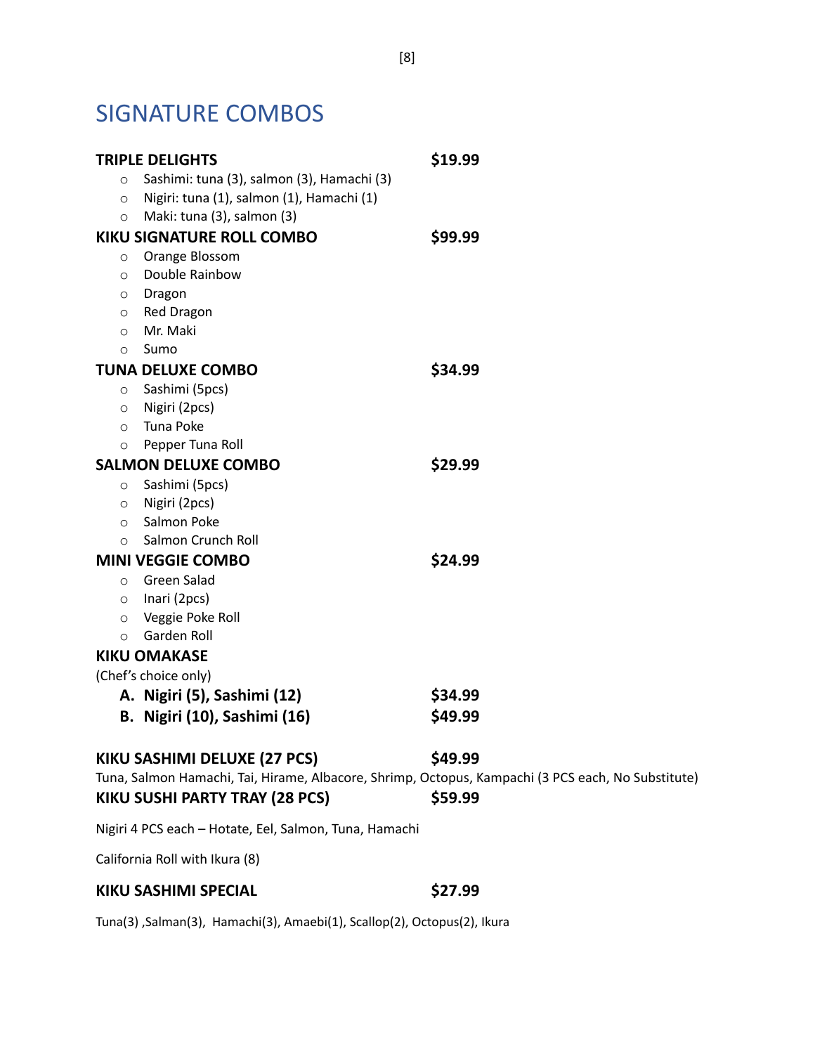## SIGNATURE COMBOS

**TRIPLE DELIGHTS** **$19.99**

- Sashimi: tuna (3), salmon (3), Hamachi (3)
- Nigiri: tuna (1), salmon (1), Hamachi (1)
- Maki: tuna (3), salmon (3)

**KIKU SIGNATURE ROLL COMBO** **$99.99**

- Orange Blossom
- Double Rainbow
- Dragon
- Red Dragon
- Mr. Maki
- Sumo

**TUNA DELUXE COMBO** **$34.99**

- Sashimi (5pcs)
- Nigiri (2pcs)
- Tuna Poke
- Pepper Tuna Roll

**SALMON DELUXE COMBO** **$29.99**

- Sashimi (5pcs)
- Nigiri (2pcs)
- Salmon Poke
- Salmon Crunch Roll

**MINI VEGGIE COMBO** **$24.99**

- Green Salad
- Inari (2pcs)
- Veggie Poke Roll
- Garden Roll

**KIKU OMAKASE**

(Chef's choice only)

A. **Nigiri (5), Sashimi (12)** **$34.99**

B. **Nigiri (10), Sashimi (16)** **$49.99**

**KIKU SASHIMI DELUXE (27 PCS)** **$49.99**

Tuna, Salmon Hamachi, Tai, Hirame, Albacore, Shrimp, Octopus, Kampachi (3 PCS each, No Substitute)

**KIKU SUSHI PARTY TRAY (28 PCS)** **$59.99**

Nigiri 4 PCS each – Hotate, Eel, Salmon, Tuna, Hamachi

California Roll with Ikura (8)

**KIKU SASHIMI SPECIAL** **$27.99**

Tuna(3) ,Salman(3), Hamachi(3), Amaebi(1), Scallop(2), Octopus(2), Ikura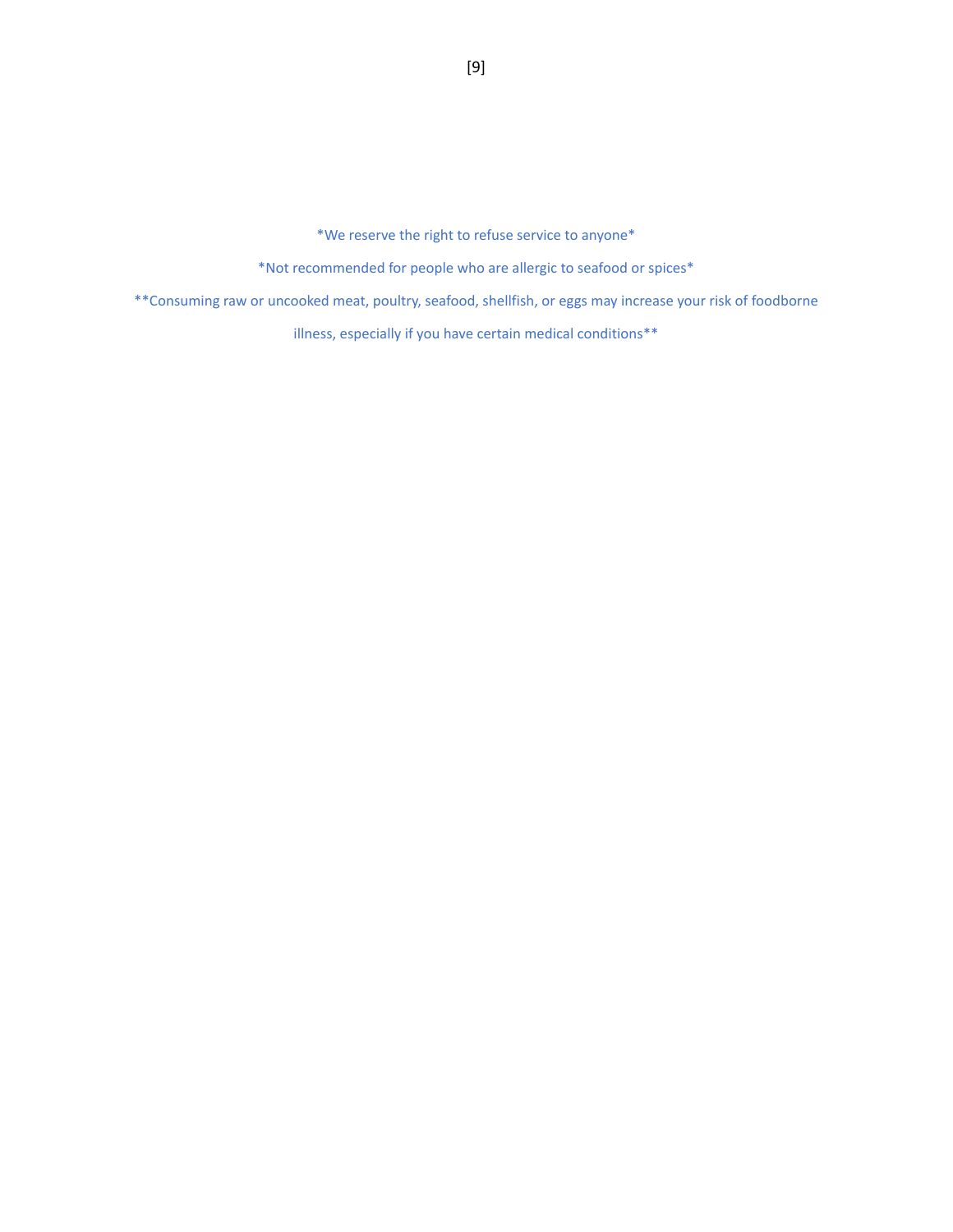*We reserve the right to refuse service to anyone*

*Not recommended for people who are allergic to seafood or spices*

**Consuming raw or uncooked meat, poultry, seafood, shellfish, or eggs may increase your risk of foodborne illness, especially if you have certain medical conditions**